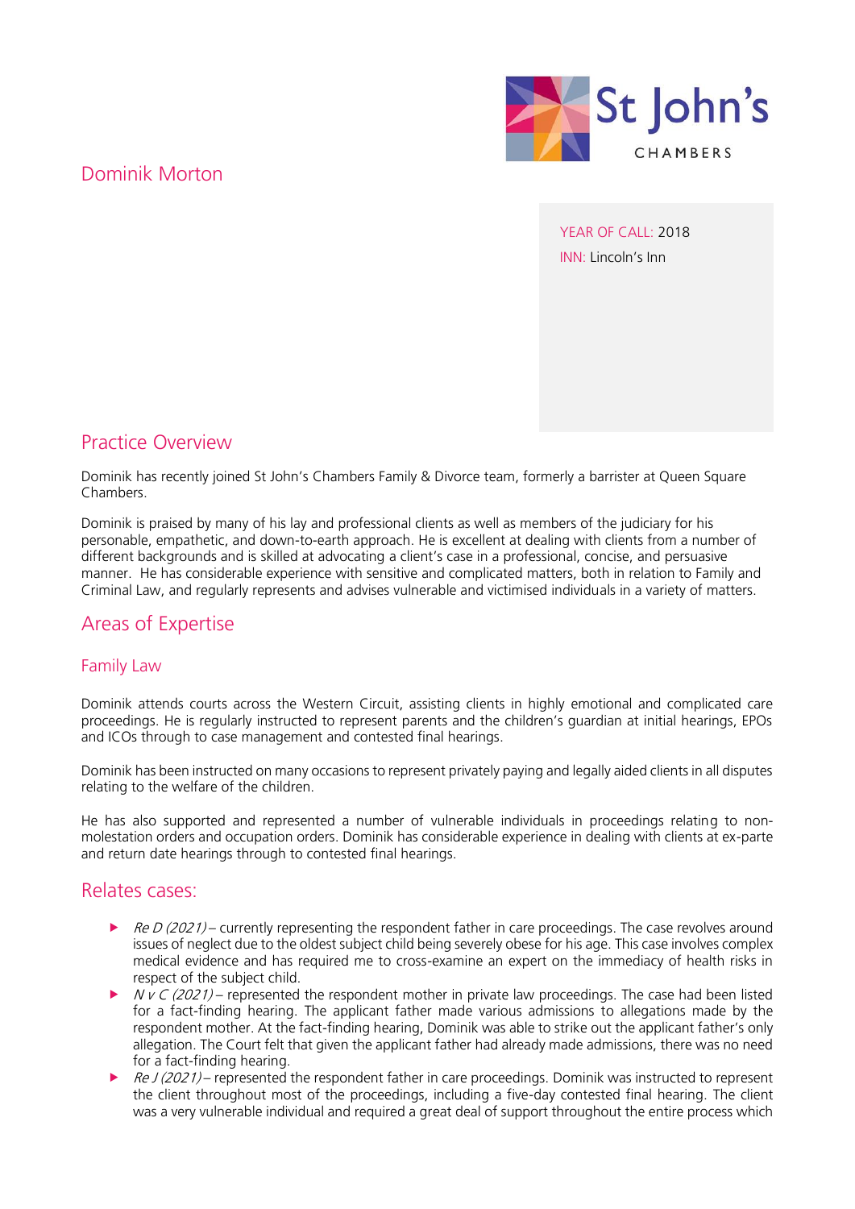St John's CHAMBERS

# Dominik Morton

YEAR OF CALL: 2018
INN: Lincoln's Inn

## Practice Overview

Dominik has recently joined St John's Chambers Family & Divorce team, formerly a barrister at Queen Square Chambers.

Dominik is praised by many of his lay and professional clients as well as members of the judiciary for his personable, empathetic, and down-to-earth approach. He is excellent at dealing with clients from a number of different backgrounds and is skilled at advocating a client's case in a professional, concise, and persuasive manner. He has considerable experience with sensitive and complicated matters, both in relation to Family and Criminal Law, and regularly represents and advises vulnerable and victimised individuals in a variety of matters.

## Areas of Expertise

### Family Law

Dominik attends courts across the Western Circuit, assisting clients in highly emotional and complicated care proceedings. He is regularly instructed to represent parents and the children's guardian at initial hearings, EPOs and ICOs through to case management and contested final hearings.

Dominik has been instructed on many occasions to represent privately paying and legally aided clients in all disputes relating to the welfare of the children.

He has also supported and represented a number of vulnerable individuals in proceedings relating to non-molestation orders and occupation orders. Dominik has considerable experience in dealing with clients at ex-parte and return date hearings through to contested final hearings.

## Relates cases:

- *Re D (2021)* – currently representing the respondent father in care proceedings. The case revolves around issues of neglect due to the oldest subject child being severely obese for his age. This case involves complex medical evidence and has required me to cross-examine an expert on the immediacy of health risks in respect of the subject child.
- *N v C (2021)* – represented the respondent mother in private law proceedings. The case had been listed for a fact-finding hearing. The applicant father made various admissions to allegations made by the respondent mother. At the fact-finding hearing, Dominik was able to strike out the applicant father's only allegation. The Court felt that given the applicant father had already made admissions, there was no need for a fact-finding hearing.
- *Re J (2021)* – represented the respondent father in care proceedings. Dominik was instructed to represent the client throughout most of the proceedings, including a five-day contested final hearing. The client was a very vulnerable individual and required a great deal of support throughout the entire process which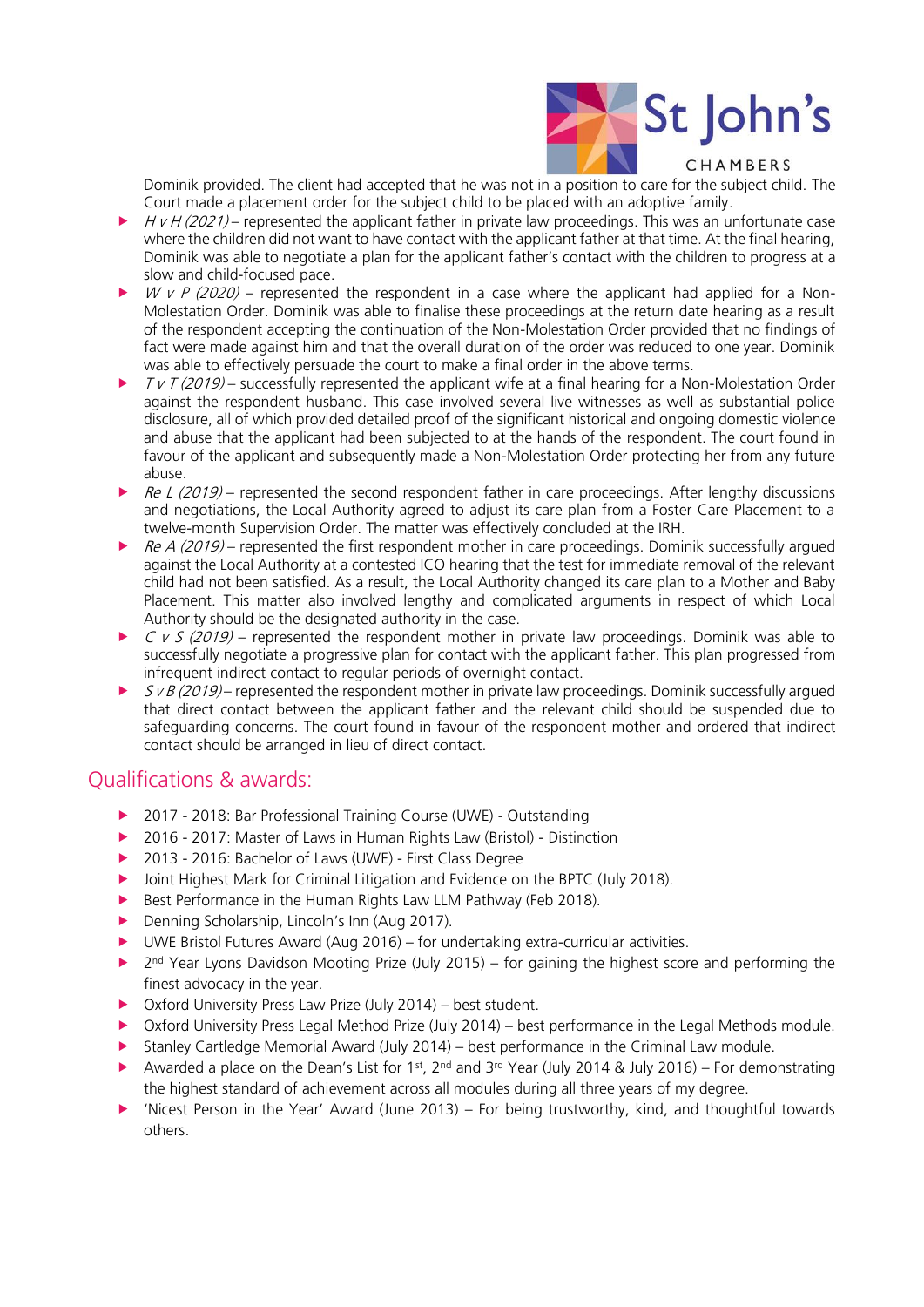Dominik provided. The client had accepted that he was not in a position to care for the subject child. The Court made a placement order for the subject child to be placed with an adoptive family.

- *H v H (2021)* – represented the applicant father in private law proceedings. This was an unfortunate case where the children did not want to have contact with the applicant father at that time. At the final hearing, Dominik was able to negotiate a plan for the applicant father's contact with the children to progress at a slow and child-focused pace.
- *W v P (2020)* – represented the respondent in a case where the applicant had applied for a Non-Molestation Order. Dominik was able to finalise these proceedings at the return date hearing as a result of the respondent accepting the continuation of the Non-Molestation Order provided that no findings of fact were made against him and that the overall duration of the order was reduced to one year. Dominik was able to effectively persuade the court to make a final order in the above terms.
- *T v T (2019)* – successfully represented the applicant wife at a final hearing for a Non-Molestation Order against the respondent husband. This case involved several live witnesses as well as substantial police disclosure, all of which provided detailed proof of the significant historical and ongoing domestic violence and abuse that the applicant had been subjected to at the hands of the respondent. The court found in favour of the applicant and subsequently made a Non-Molestation Order protecting her from any future abuse.
- *Re L (2019)* – represented the second respondent father in care proceedings. After lengthy discussions and negotiations, the Local Authority agreed to adjust its care plan from a Foster Care Placement to a twelve-month Supervision Order. The matter was effectively concluded at the IRH.
- *Re A (2019)* – represented the first respondent mother in care proceedings. Dominik successfully argued against the Local Authority at a contested ICO hearing that the test for immediate removal of the relevant child had not been satisfied. As a result, the Local Authority changed its care plan to a Mother and Baby Placement. This matter also involved lengthy and complicated arguments in respect of which Local Authority should be the designated authority in the case.
- *C v S (2019)* – represented the respondent mother in private law proceedings. Dominik was able to successfully negotiate a progressive plan for contact with the applicant father. This plan progressed from infrequent indirect contact to regular periods of overnight contact.
- *S v B (2019)* – represented the respondent mother in private law proceedings. Dominik successfully argued that direct contact between the applicant father and the relevant child should be suspended due to safeguarding concerns. The court found in favour of the respondent mother and ordered that indirect contact should be arranged in lieu of direct contact.

## Qualifications & awards:

- 2017 - 2018: Bar Professional Training Course (UWE) - Outstanding
- 2016 - 2017: Master of Laws in Human Rights Law (Bristol) - Distinction
- 2013 - 2016: Bachelor of Laws (UWE) - First Class Degree
- Joint Highest Mark for Criminal Litigation and Evidence on the BPTC (July 2018).
- Best Performance in the Human Rights Law LLM Pathway (Feb 2018).
- Denning Scholarship, Lincoln's Inn (Aug 2017).
- UWE Bristol Futures Award (Aug 2016) – for undertaking extra-curricular activities.
- 2nd Year Lyons Davidson Mooting Prize (July 2015) – for gaining the highest score and performing the finest advocacy in the year.
- Oxford University Press Law Prize (July 2014) – best student.
- Oxford University Press Legal Method Prize (July 2014) – best performance in the Legal Methods module.
- Stanley Cartledge Memorial Award (July 2014) – best performance in the Criminal Law module.
- Awarded a place on the Dean's List for 1st, 2nd and 3rd Year (July 2014 & July 2016) – For demonstrating the highest standard of achievement across all modules during all three years of my degree.
- 'Nicest Person in the Year' Award (June 2013) – For being trustworthy, kind, and thoughtful towards others.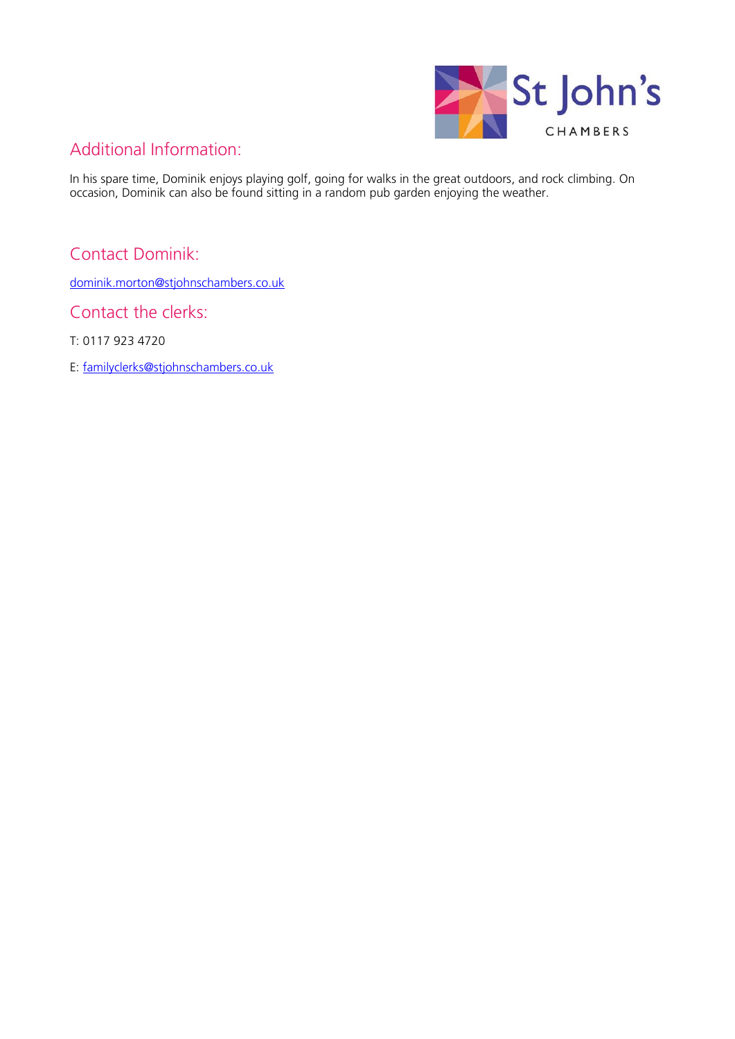## Additional Information:

In his spare time, Dominik enjoys playing golf, going for walks in the great outdoors, and rock climbing. On occasion, Dominik can also be found sitting in a random pub garden enjoying the weather.

## Contact Dominik:

dominik.morton@stjohnschambers.co.uk

## Contact the clerks:

T: 0117 923 4720

E: familyclerks@stjohnschambers.co.uk